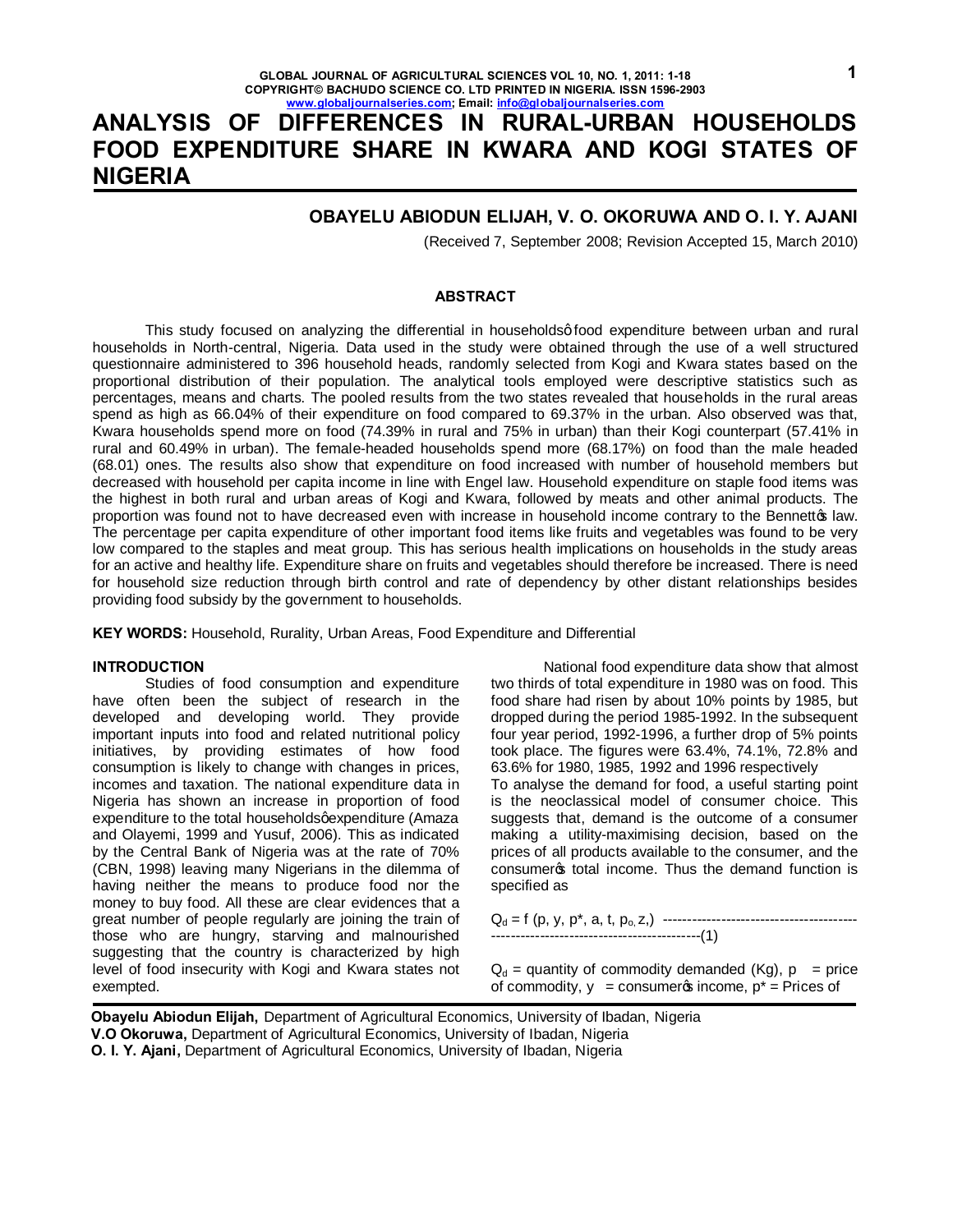# ANALYSIS OF DIFFERENCES IN RURAL-URBAN HOUSEHOLDS FOOD EXPENDITURE SHARE IN KWARA AND KOGI STATES OF NIGERIA

**OBAYELU ABIODUN ELIJAH, V. O. OKORUWA AND O. I. Y. AJANI**

(Received 7, September 2008; Revision Accepted 15, March 2010)

### ABSTRACT

This study focused on analyzing the differential in householdsø food expenditure between urban and rural households in North-central, Nigeria. Data used in the study were obtained through the use of a well structured questionnaire administered to 396 household heads, randomly selected from Kogi and Kwara states based on the proportional distribution of their population. The analytical tools employed were descriptive statistics such as percentages, means and charts. The pooled results from the two states revealed that households in the rural areas spend as high as 66.04% of their expenditure on food compared to 69.37% in the urban. Also observed was that, Kwara households spend more on food (74.39% in rural and 75% in urban) than their Kogi counterpart (57.41% in rural and 60.49% in urban). The female-headed households spend more (68.17%) on food than the male headed (68.01) ones. The results also show that expenditure on food increased with number of household members but decreased with household per capita income in line with Engel law. Household expenditure on staple food items was the highest in both rural and urban areas of Kogi and Kwara, followed by meats and other animal products. The proportion was found not to have decreased even with increase in household income contrary to the Bennettøs law. The percentage per capita expenditure of other important food items like fruits and vegetables was found to be very low compared to the staples and meat group. This has serious health implications on households in the study areas for an active and healthy life. Expenditure share on fruits and vegetables should therefore be increased. There is need for household size reduction through birth control and rate of dependency by other distant relationships besides providing food subsidy by the government to households.

**KEY WORDS:** Household, Rurality, Urban Areas, Food Expenditure and Differential

## INTRODUCTION

Studies of food consumption and expenditure have often been the subject of research in the developed and developing world. They provide important inputs into food and related nutritional policy initiatives, by providing estimates of how food consumption is likely to change with changes in prices, incomes and taxation. The national expenditure data in Nigeria has shown an increase in proportion of food expenditure to the total householdsø expenditure (Amaza and Olayemi, 1999 and Yusuf, 2006). This as indicated by the Central Bank of Nigeria was at the rate of 70% (CBN, 1998) leaving many Nigerians in the dilemma of having neither the means to produce food nor the money to buy food. All these are clear evidences that a great number of people regularly are joining the train of those who are hungry, starving and malnourished suggesting that the country is characterized by high level of food insecurity with Kogi and Kwara states not exempted.

National food expenditure data show that almost two thirds of total expenditure in 1980 was on food. This food share had risen by about 10% points by 1985, but dropped during the period 1985-1992. In the subsequent four year period, 1992-1996, a further drop of 5% points took place. The figures were 63.4%, 74.1%, 72.8% and 63.6% for 1980, 1985, 1992 and 1996 respectively

To analyse the demand for food, a useful starting point is the neoclassical model of consumer choice. This suggests that, demand is the outcome of a consumer making a utility-maximising decision, based on the prices of all products available to the consumer, and the consumerøs total income. Thus the demand function is specified as

$$Q_d = f(p, y, p^*, a, t, p_o, z) \qquad (1)$$

$Q_d$ = quantity of commodity demanded (Kg), $p$ = price of commodity, $y$ = consumerøs income, $p^*$ = Prices of

**Obayelu Abiodun Elijah,** Department of Agricultural Economics, University of Ibadan, Nigeria
**V.O Okoruwa,** Department of Agricultural Economics, University of Ibadan, Nigeria
**O. I. Y. Ajani,** Department of Agricultural Economics, University of Ibadan, Nigeria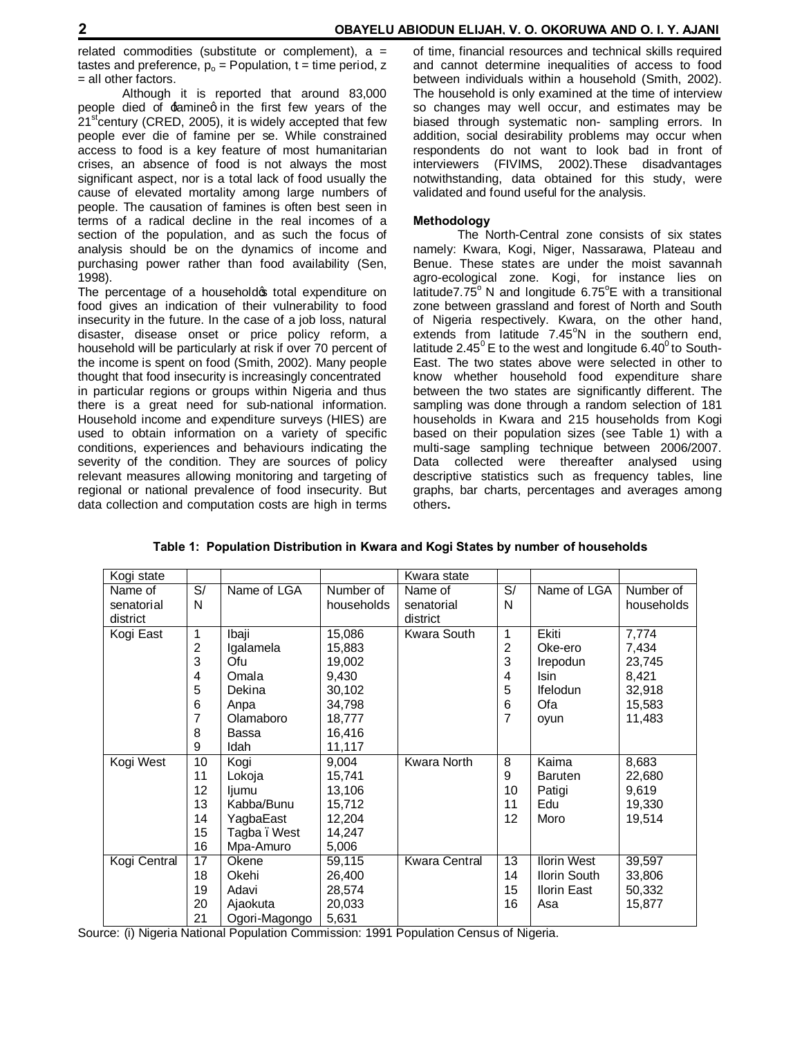related commodities (substitute or complement), a = tastes and preference, $p_o$ = Population, t = time period, z = all other factors.

Although it is reported that around 83,000 people died of ‘famine’ in the first few years of the $21^{st}$century (CRED, 2005), it is widely accepted that few people ever die of famine per se. While constrained access to food is a key feature of most humanitarian crises, an absence of food is not always the most significant aspect, nor is a total lack of food usually the cause of elevated mortality among large numbers of people. The causation of famines is often best seen in terms of a radical decline in the real incomes of a section of the population, and as such the focus of analysis should be on the dynamics of income and purchasing power rather than food availability (Sen, 1998).

The percentage of a household’s total expenditure on food gives an indication of their vulnerability to food insecurity in the future. In the case of a job loss, natural disaster, disease onset or price policy reform, a household will be particularly at risk if over 70 percent of the income is spent on food (Smith, 2002). Many people thought that food insecurity is increasingly concentrated in particular regions or groups within Nigeria and thus there is a great need for sub-national information. Household income and expenditure surveys (HIES) are used to obtain information on a variety of specific conditions, experiences and behaviours indicating the severity of the condition. They are sources of policy relevant measures allowing monitoring and targeting of regional or national prevalence of food insecurity. But data collection and computation costs are high in terms of time, financial resources and technical skills required and cannot determine inequalities of access to food between individuals within a household (Smith, 2002). The household is only examined at the time of interview so changes may well occur, and estimates may be biased through systematic non- sampling errors. In addition, social desirability problems may occur when respondents do not want to look bad in front of interviewers (FIVIMS, 2002).These disadvantages notwithstanding, data obtained for this study, were validated and found useful for the analysis.

**Methodology**

The North-Central zone consists of six states namely: Kwara, Kogi, Niger, Nassarawa, Plateau and Benue. These states are under the moist savannah agro-ecological zone. Kogi, for instance lies on latitude$7.75^o$ N and longitude $6.75^o$E with a transitional zone between grassland and forest of North and South of Nigeria respectively. Kwara, on the other hand, extends from latitude $7.45^o$N in the southern end, latitude $2.45^0$ E to the west and longitude $6.40^0$ to South-East. The two states above were selected in other to know whether household food expenditure share between the two states are significantly different. The sampling was done through a random selection of 181 households in Kwara and 215 households from Kogi based on their population sizes (see Table 1) with a multi-sage sampling technique between 2006/2007. Data collected were thereafter analysed using descriptive statistics such as frequency tables, line graphs, bar charts, percentages and averages among others**.**

**Table 1: Population Distribution in Kwara and Kogi States by number of households**

| Kogi state | | | | Kwara state | | | |
|---|---|---|---|---|---|---|---|
| Name of senatorial district | S/N | Name of LGA | Number of households | Name of senatorial district | S/N | Name of LGA | Number of households |
| Kogi East | 1 | Ibaji | 15,086 | Kwara South | 1 | Ekiti | 7,774 |
| | 2 | Igalamela | 15,883 | | 2 | Oke-ero | 7,434 |
| | 3 | Ofu | 19,002 | | 3 | Irepodun | 23,745 |
| | 4 | Omala | 9,430 | | 4 | Isin | 8,421 |
| | 5 | Dekina | 30,102 | | 5 | Ifelodun | 32,918 |
| | 6 | Anpa | 34,798 | | 6 | Ofa | 15,583 |
| | 7 | Olamaboro | 18,777 | | 7 | oyun | 11,483 |
| | 8 | Bassa | 16,416 | | | | |
| | 9 | Idah | 11,117 | | | | |
| Kogi West | 10 | Kogi | 9,004 | Kwara North | 8 | Kaima | 8,683 |
| | 11 | Lokoja | 15,741 | | 9 | Baruten | 22,680 |
| | 12 | Ijumu | 13,106 | | 10 | Patigi | 9,619 |
| | 13 | Kabba/Bunu | 15,712 | | 11 | Edu | 19,330 |
| | 14 | YagbaEast | 12,204 | | 12 | Moro | 19,514 |
| | 15 | Tagba – West | 14,247 | | | | |
| | 16 | Mpa-Amuro | 5,006 | | | | |
| Kogi Central | 17 | Okene | 59,115 | Kwara Central | 13 | Ilorin West | 39,597 |
| | 18 | Okehi | 26,400 | | 14 | Ilorin South | 33,806 |
| | 19 | Adavi | 28,574 | | 15 | Ilorin East | 50,332 |
| | 20 | Ajaokuta | 20,033 | | 16 | Asa | 15,877 |
| | 21 | Ogori-Magongo | 5,631 | | | | |

Source: (i) Nigeria National Population Commission: 1991 Population Census of Nigeria.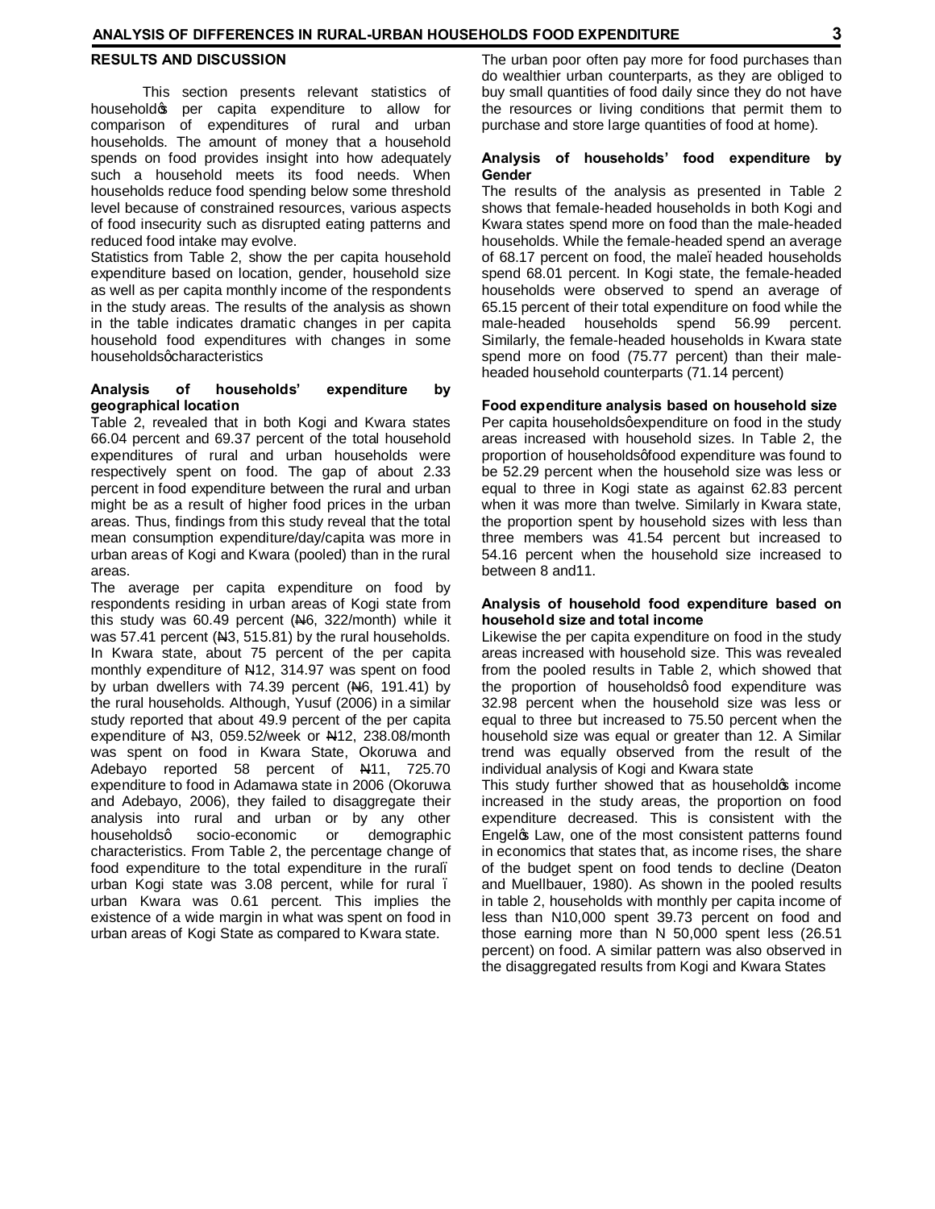## RESULTS AND DISCUSSION

This section presents relevant statistics of household's per capita expenditure to allow for comparison of expenditures of rural and urban households. The amount of money that a household spends on food provides insight into how adequately such a household meets its food needs. When households reduce food spending below some threshold level because of constrained resources, various aspects of food insecurity such as disrupted eating patterns and reduced food intake may evolve.

Statistics from Table 2, show the per capita household expenditure based on location, gender, household size as well as per capita monthly income of the respondents in the study areas. The results of the analysis as shown in the table indicates dramatic changes in per capita household food expenditures with changes in some households' characteristics

### Analysis of households' expenditure by geographical location

Table 2, revealed that in both Kogi and Kwara states 66.04 percent and 69.37 percent of the total household expenditures of rural and urban households were respectively spent on food. The gap of about 2.33 percent in food expenditure between the rural and urban might be as a result of higher food prices in the urban areas. Thus, findings from this study reveal that the total mean consumption expenditure/day/capita was more in urban areas of Kogi and Kwara (pooled) than in the rural areas.

The average per capita expenditure on food by respondents residing in urban areas of Kogi state from this study was 60.49 percent (₦6, 322/month) while it was 57.41 percent (₦3, 515.81) by the rural households. In Kwara state, about 75 percent of the per capita monthly expenditure of ₦12, 314.97 was spent on food by urban dwellers with 74.39 percent (₦6, 191.41) by the rural households. Although, Yusuf (2006) in a similar study reported that about 49.9 percent of the per capita expenditure of ₦3, 059.52/week or ₦12, 238.08/month was spent on food in Kwara State, Okoruwa and Adebayo reported 58 percent of ₦11, 725.70 expenditure to food in Adamawa state in 2006 (Okoruwa and Adebayo, 2006), they failed to disaggregate their analysis into rural and urban or by any other households' socio-economic or demographic characteristics. From Table 2, the percentage change of food expenditure to the total expenditure in the rural–urban Kogi state was 3.08 percent, while for rural – urban Kwara was 0.61 percent. This implies the existence of a wide margin in what was spent on food in urban areas of Kogi State as compared to Kwara state. The urban poor often pay more for food purchases than do wealthier urban counterparts, as they are obliged to buy small quantities of food daily since they do not have the resources or living conditions that permit them to purchase and store large quantities of food at home).

### Analysis of households' food expenditure by Gender

The results of the analysis as presented in Table 2 shows that female-headed households in both Kogi and Kwara states spend more on food than the male-headed households. While the female-headed spend an average of 68.17 percent on food, the male–headed households spend 68.01 percent. In Kogi state, the female-headed households were observed to spend an average of 65.15 percent of their total expenditure on food while the male-headed households spend 56.99 percent. Similarly, the female-headed households in Kwara state spend more on food (75.77 percent) than their male-headed household counterparts (71.14 percent)

### Food expenditure analysis based on household size

Per capita households' expenditure on food in the study areas increased with household sizes. In Table 2, the proportion of households' food expenditure was found to be 52.29 percent when the household size was less or equal to three in Kogi state as against 62.83 percent when it was more than twelve. Similarly in Kwara state, the proportion spent by household sizes with less than three members was 41.54 percent but increased to 54.16 percent when the household size increased to between 8 and11.

### Analysis of household food expenditure based on household size and total income

Likewise the per capita expenditure on food in the study areas increased with household size. This was revealed from the pooled results in Table 2, which showed that the proportion of households' food expenditure was 32.98 percent when the household size was less or equal to three but increased to 75.50 percent when the household size was equal or greater than 12. A Similar trend was equally observed from the result of the individual analysis of Kogi and Kwara state

This study further showed that as household's income increased in the study areas, the proportion on food expenditure decreased. This is consistent with the Engel's Law, one of the most consistent patterns found in economics that states that, as income rises, the share of the budget spent on food tends to decline (Deaton and Muellbauer, 1980). As shown in the pooled results in table 2, households with monthly per capita income of less than N10,000 spent 39.73 percent on food and those earning more than N 50,000 spent less (26.51 percent) on food. A similar pattern was also observed in the disaggregated results from Kogi and Kwara States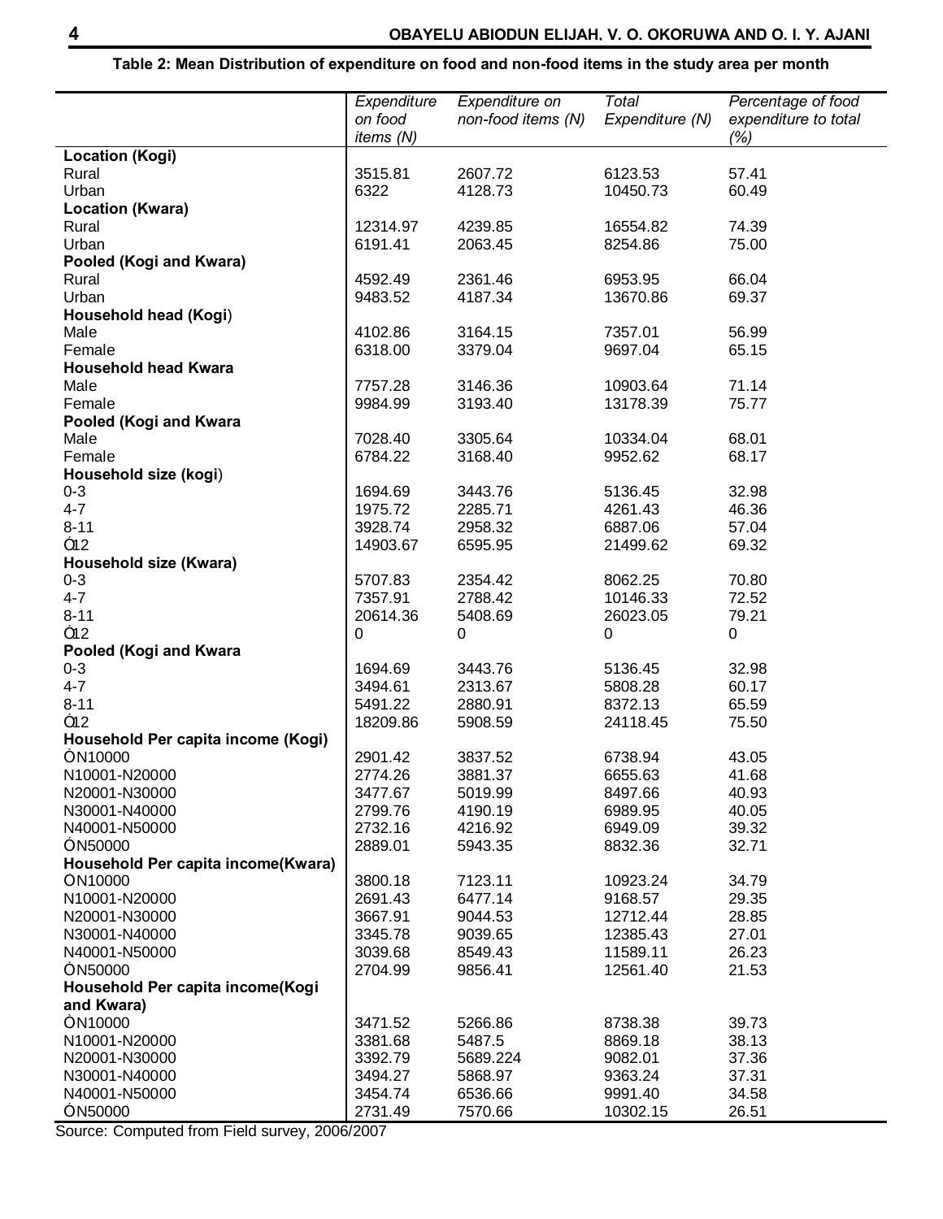**Table 2: Mean Distribution of expenditure on food and non-food items in the study area per month**

| | *Expenditure on food items (N)* | *Expenditure on non-food items (N)* | *Total Expenditure (N)* | *Percentage of food expenditure to total (%)* |
|---|---|---|---|---|
| **Location (Kogi)** | | | | |
| Rural | 3515.81 | 2607.72 | 6123.53 | 57.41 |
| Urban | 6322 | 4128.73 | 10450.73 | 60.49 |
| **Location (Kwara)** | | | | |
| Rural | 12314.97 | 4239.85 | 16554.82 | 74.39 |
| Urban | 6191.41 | 2063.45 | 8254.86 | 75.00 |
| **Pooled (Kogi and Kwara)** | | | | |
| Rural | 4592.49 | 2361.46 | 6953.95 | 66.04 |
| Urban | 9483.52 | 4187.34 | 13670.86 | 69.37 |
| **Household head (Kogi)** | | | | |
| Male | 4102.86 | 3164.15 | 7357.01 | 56.99 |
| Female | 6318.00 | 3379.04 | 9697.04 | 65.15 |
| **Household head Kwara** | | | | |
| Male | 7757.28 | 3146.36 | 10903.64 | 71.14 |
| Female | 9984.99 | 3193.40 | 13178.39 | 75.77 |
| **Pooled (Kogi and Kwara** | | | | |
| Male | 7028.40 | 3305.64 | 10334.04 | 68.01 |
| Female | 6784.22 | 3168.40 | 9952.62 | 68.17 |
| **Household size (kogi)** | | | | |
| 0-3 | 1694.69 | 3443.76 | 5136.45 | 32.98 |
| 4-7 | 1975.72 | 2285.71 | 4261.43 | 46.36 |
| 8-11 | 3928.74 | 2958.32 | 6887.06 | 57.04 |
| ≥12 | 14903.67 | 6595.95 | 21499.62 | 69.32 |
| **Household size (Kwara)** | | | | |
| 0-3 | 5707.83 | 2354.42 | 8062.25 | 70.80 |
| 4-7 | 7357.91 | 2788.42 | 10146.33 | 72.52 |
| 8-11 | 20614.36 | 5408.69 | 26023.05 | 79.21 |
| ≥12 | 0 | 0 | 0 | 0 |
| **Pooled (Kogi and Kwara** | | | | |
| 0-3 | 1694.69 | 3443.76 | 5136.45 | 32.98 |
| 4-7 | 3494.61 | 2313.67 | 5808.28 | 60.17 |
| 8-11 | 5491.22 | 2880.91 | 8372.13 | 65.59 |
| ≥12 | 18209.86 | 5908.59 | 24118.45 | 75.50 |
| **Household Per capita income (Kogi)** | | | | |
| ≤N10000 | 2901.42 | 3837.52 | 6738.94 | 43.05 |
| N10001-N20000 | 2774.26 | 3881.37 | 6655.63 | 41.68 |
| N20001-N30000 | 3477.67 | 5019.99 | 8497.66 | 40.93 |
| N30001-N40000 | 2799.76 | 4190.19 | 6989.95 | 40.05 |
| N40001-N50000 | 2732.16 | 4216.92 | 6949.09 | 39.32 |
| ≥N50000 | 2889.01 | 5943.35 | 8832.36 | 32.71 |
| **Household Per capita income(Kwara)** | | | | |
| ≤N10000 | 3800.18 | 7123.11 | 10923.24 | 34.79 |
| N10001-N20000 | 2691.43 | 6477.14 | 9168.57 | 29.35 |
| N20001-N30000 | 3667.91 | 9044.53 | 12712.44 | 28.85 |
| N30001-N40000 | 3345.78 | 9039.65 | 12385.43 | 27.01 |
| N40001-N50000 | 3039.68 | 8549.43 | 11589.11 | 26.23 |
| ≥N50000 | 2704.99 | 9856.41 | 12561.40 | 21.53 |
| **Household Per capita income(Kogi and Kwara)** | | | | |
| ≤N10000 | 3471.52 | 5266.86 | 8738.38 | 39.73 |
| N10001-N20000 | 3381.68 | 5487.5 | 8869.18 | 38.13 |
| N20001-N30000 | 3392.79 | 5689.224 | 9082.01 | 37.36 |
| N30001-N40000 | 3494.27 | 5868.97 | 9363.24 | 37.31 |
| N40001-N50000 | 3454.74 | 6536.66 | 9991.40 | 34.58 |
| ≥N50000 | 2731.49 | 7570.66 | 10302.15 | 26.51 |

Source: Computed from Field survey, 2006/2007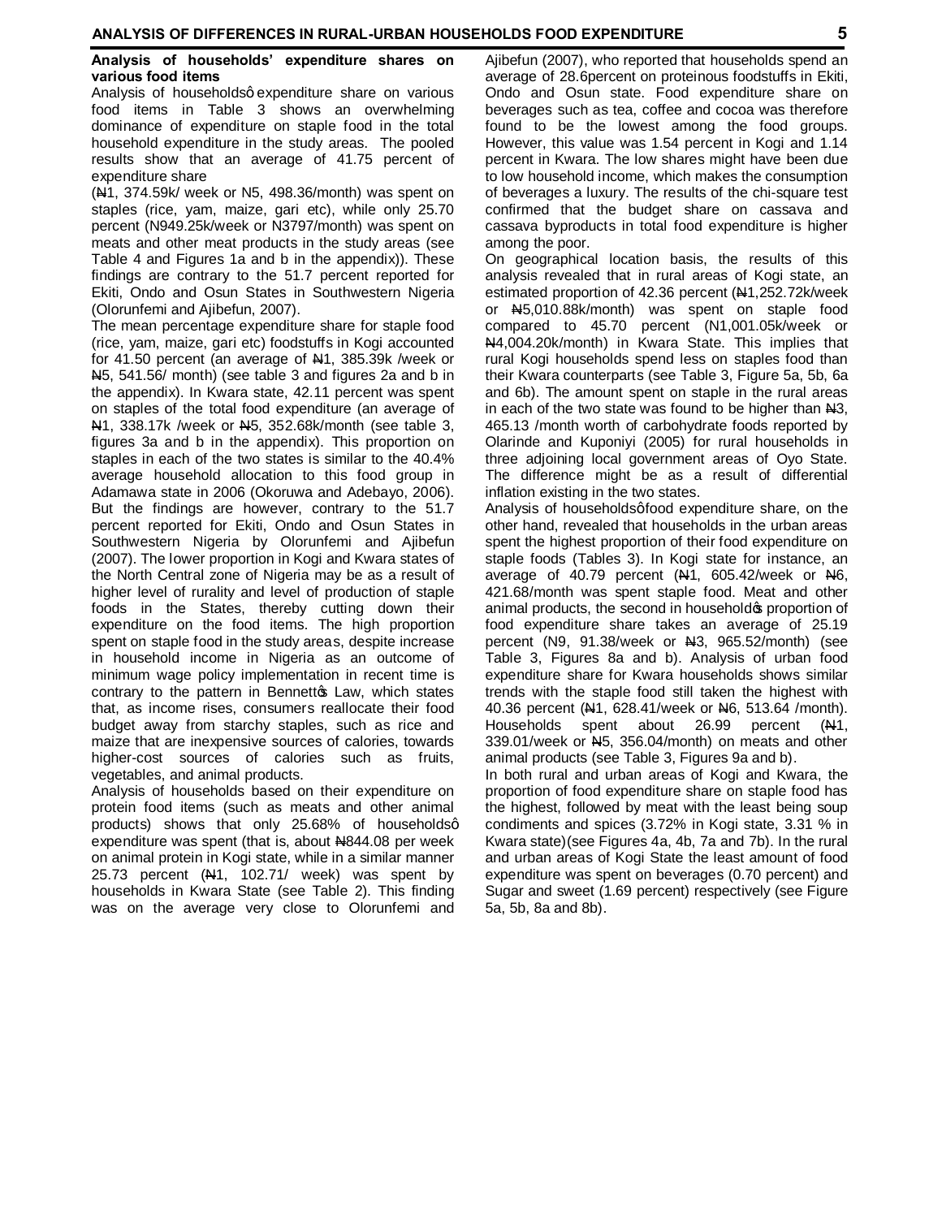**Analysis of households' expenditure shares on various food items**

Analysis of householdsô expenditure share on various food items in Table 3 shows an overwhelming dominance of expenditure on staple food in the total household expenditure in the study areas. The pooled results show that an average of 41.75 percent of expenditure share (₦1, 374.59k/ week or N5, 498.36/month) was spent on staples (rice, yam, maize, gari etc), while only 25.70 percent (N949.25k/week or N3797/month) was spent on meats and other meat products in the study areas (see Table 4 and Figures 1a and b in the appendix)). These findings are contrary to the 51.7 percent reported for Ekiti, Ondo and Osun States in Southwestern Nigeria (Olorunfemi and Ajibefun, 2007).

The mean percentage expenditure share for staple food (rice, yam, maize, gari etc) foodstuffs in Kogi accounted for 41.50 percent (an average of ₦1, 385.39k /week or ₦5, 541.56/ month) (see table 3 and figures 2a and b in the appendix). In Kwara state, 42.11 percent was spent on staples of the total food expenditure (an average of ₦1, 338.17k /week or ₦5, 352.68k/month (see table 3, figures 3a and b in the appendix). This proportion on staples in each of the two states is similar to the 40.4% average household allocation to this food group in Adamawa state in 2006 (Okoruwa and Adebayo, 2006). But the findings are however, contrary to the 51.7 percent reported for Ekiti, Ondo and Osun States in Southwestern Nigeria by Olorunfemi and Ajibefun (2007). The lower proportion in Kogi and Kwara states of the North Central zone of Nigeria may be as a result of higher level of rurality and level of production of staple foods in the States, thereby cutting down their expenditure on the food items. The high proportion spent on staple food in the study areas, despite increase in household income in Nigeria as an outcome of minimum wage policy implementation in recent time is contrary to the pattern in Bennettø Law, which states that, as income rises, consumers reallocate their food budget away from starchy staples, such as rice and maize that are inexpensive sources of calories, towards higher-cost sources of calories such as fruits, vegetables, and animal products.

Analysis of households based on their expenditure on protein food items (such as meats and other animal products) shows that only 25.68% of householdsô expenditure was spent (that is, about ₦844.08 per week on animal protein in Kogi state, while in a similar manner 25.73 percent (₦1, 102.71/ week) was spent by households in Kwara State (see Table 2). This finding was on the average very close to Olorunfemi and Ajibefun (2007), who reported that households spend an average of 28.6percent on proteinous foodstuffs in Ekiti, Ondo and Osun state. Food expenditure share on beverages such as tea, coffee and cocoa was therefore found to be the lowest among the food groups. However, this value was 1.54 percent in Kogi and 1.14 percent in Kwara. The low shares might have been due to low household income, which makes the consumption of beverages a luxury. The results of the chi-square test confirmed that the budget share on cassava and cassava byproducts in total food expenditure is higher among the poor.

On geographical location basis, the results of this analysis revealed that in rural areas of Kogi state, an estimated proportion of 42.36 percent (₦1,252.72k/week or ₦5,010.88k/month) was spent on staple food compared to 45.70 percent (N1,001.05k/week or ₦4,004.20k/month) in Kwara State. This implies that rural Kogi households spend less on staples food than their Kwara counterparts (see Table 3, Figure 5a, 5b, 6a and 6b). The amount spent on staple in the rural areas in each of the two state was found to be higher than ₦3, 465.13 /month worth of carbohydrate foods reported by Olarinde and Kuponiyi (2005) for rural households in three adjoining local government areas of Oyo State. The difference might be as a result of differential inflation existing in the two states.

Analysis of householdsô food expenditure share, on the other hand, revealed that households in the urban areas spent the highest proportion of their food expenditure on staple foods (Tables 3). In Kogi state for instance, an average of 40.79 percent (₦1, 605.42/week or ₦6, 421.68/month was spent staple food. Meat and other animal products, the second in householdø proportion of food expenditure share takes an average of 25.19 percent (N9, 91.38/week or ₦3, 965.52/month) (see Table 3, Figures 8a and b). Analysis of urban food expenditure share for Kwara households shows similar trends with the staple food still taken the highest with 40.36 percent (₦1, 628.41/week or ₦6, 513.64 /month). Households spent about 26.99 percent (₦1, 339.01/week or ₦5, 356.04/month) on meats and other animal products (see Table 3, Figures 9a and b).

In both rural and urban areas of Kogi and Kwara, the proportion of food expenditure share on staple food has the highest, followed by meat with the least being soup condiments and spices (3.72% in Kogi state, 3.31 % in Kwara state)(see Figures 4a, 4b, 7a and 7b). In the rural and urban areas of Kogi State the least amount of food expenditure was spent on beverages (0.70 percent) and Sugar and sweet (1.69 percent) respectively (see Figure 5a, 5b, 8a and 8b).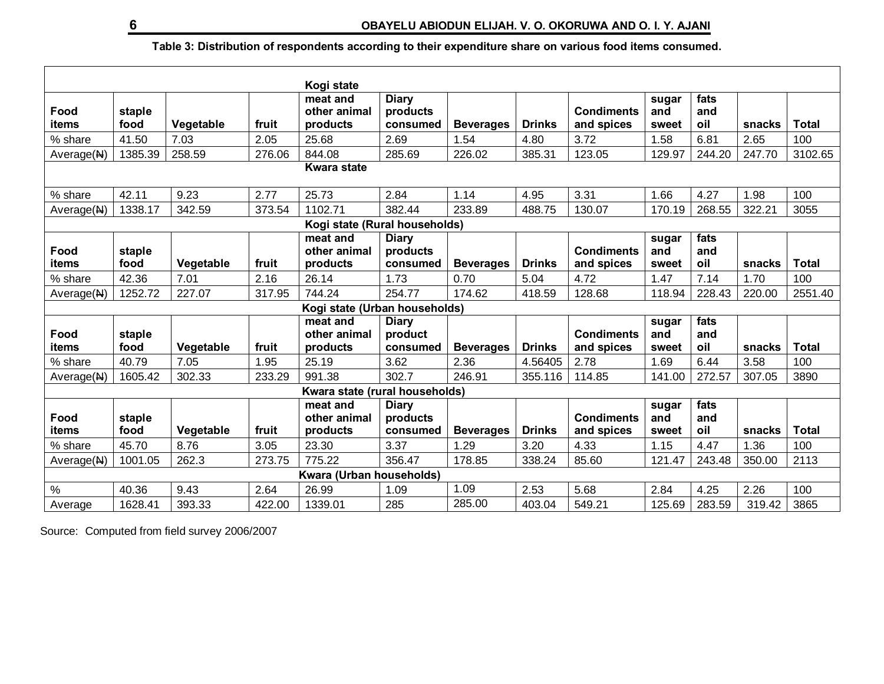**Table 3: Distribution of respondents according to their expenditure share on various food items consumed.**

| Kogi state | | | | | | | | | | | | |
|---|---|---|---|---|---|---|---|---|---|---|---|---|
| **Food items** | **staple food** | **Vegetable** | **fruit** | **meat and other animal products** | **Diary products consumed** | **Beverages** | **Drinks** | **Condiments and spices** | **sugar and sweet** | **fats and oil** | **snacks** | **Total** |
| % share | 41.50 | 7.03 | 2.05 | 25.68 | 2.69 | 1.54 | 4.80 | 3.72 | 1.58 | 6.81 | 2.65 | 100 |
| Average(₦) | 1385.39 | 258.59 | 276.06 | 844.08 | 285.69 | 226.02 | 385.31 | 123.05 | 129.97 | 244.20 | 247.70 | 3102.65 |
| **Kwara state** | | | | | | | | | | | | |
| % share | 42.11 | 9.23 | 2.77 | 25.73 | 2.84 | 1.14 | 4.95 | 3.31 | 1.66 | 4.27 | 1.98 | 100 |
| Average(₦) | 1338.17 | 342.59 | 373.54 | 1102.71 | 382.44 | 233.89 | 488.75 | 130.07 | 170.19 | 268.55 | 322.21 | 3055 |
| **Kogi state (Rural households)** | | | | | | | | | | | | |
| **Food items** | **staple food** | **Vegetable** | **fruit** | **meat and other animal products** | **Diary products consumed** | **Beverages** | **Drinks** | **Condiments and spices** | **sugar and sweet** | **fats and oil** | **snacks** | **Total** |
| % share | 42.36 | 7.01 | 2.16 | 26.14 | 1.73 | 0.70 | 5.04 | 4.72 | 1.47 | 7.14 | 1.70 | 100 |
| Average(₦) | 1252.72 | 227.07 | 317.95 | 744.24 | 254.77 | 174.62 | 418.59 | 128.68 | 118.94 | 228.43 | 220.00 | 2551.40 |
| **Kogi state (Urban households)** | | | | | | | | | | | | |
| **Food items** | **staple food** | **Vegetable** | **fruit** | **meat and other animal products** | **Diary product consumed** | **Beverages** | **Drinks** | **Condiments and spices** | **sugar and sweet** | **fats and oil** | **snacks** | **Total** |
| % share | 40.79 | 7.05 | 1.95 | 25.19 | 3.62 | 2.36 | 4.56405 | 2.78 | 1.69 | 6.44 | 3.58 | 100 |
| Average(₦) | 1605.42 | 302.33 | 233.29 | 991.38 | 302.7 | 246.91 | 355.116 | 114.85 | 141.00 | 272.57 | 307.05 | 3890 |
| **Kwara state (rural households)** | | | | | | | | | | | | |
| **Food items** | **staple food** | **Vegetable** | **fruit** | **meat and other animal products** | **Diary products consumed** | **Beverages** | **Drinks** | **Condiments and spices** | **sugar and sweet** | **fats and oil** | **snacks** | **Total** |
| % share | 45.70 | 8.76 | 3.05 | 23.30 | 3.37 | 1.29 | 3.20 | 4.33 | 1.15 | 4.47 | 1.36 | 100 |
| Average(₦) | 1001.05 | 262.3 | 273.75 | 775.22 | 356.47 | 178.85 | 338.24 | 85.60 | 121.47 | 243.48 | 350.00 | 2113 |
| **Kwara (Urban households)** | | | | | | | | | | | | |
| % | 40.36 | 9.43 | 2.64 | 26.99 | 1.09 | 1.09 | 2.53 | 5.68 | 2.84 | 4.25 | 2.26 | 100 |
| Average | 1628.41 | 393.33 | 422.00 | 1339.01 | 285 | 285.00 | 403.04 | 549.21 | 125.69 | 283.59 | 319.42 | 3865 |

Source: Computed from field survey 2006/2007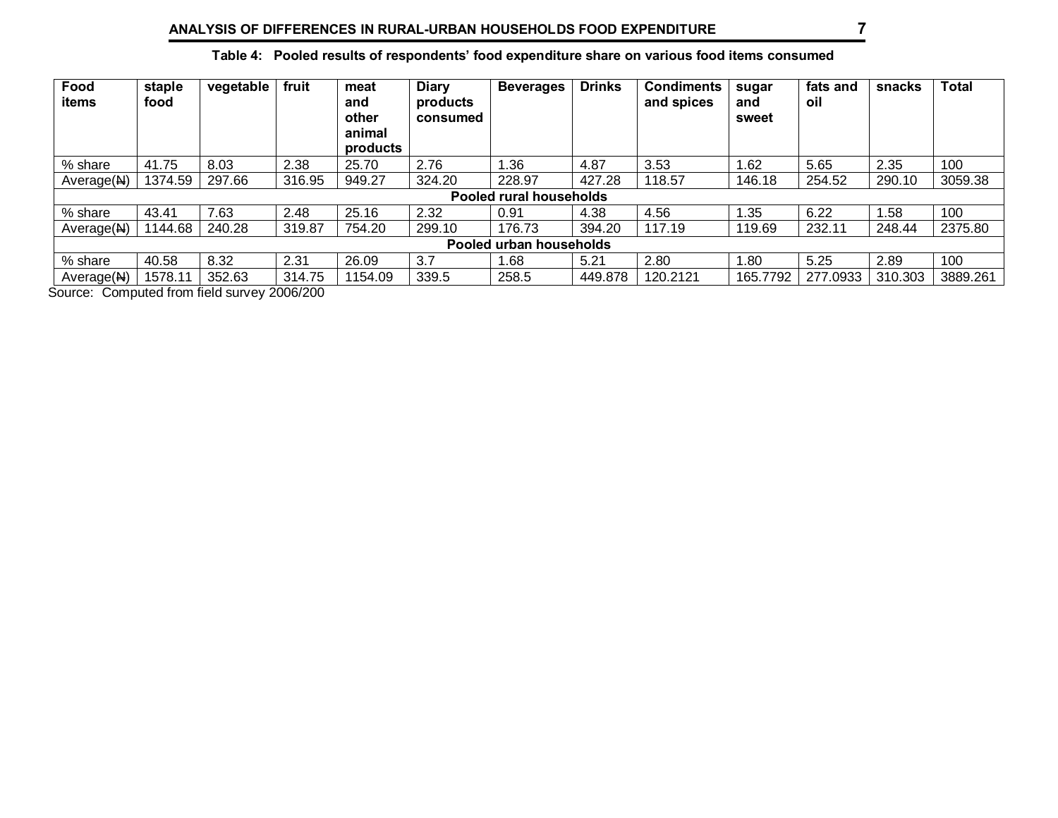**Table 4: Pooled results of respondents' food expenditure share on various food items consumed**

| Food items | staple food | vegetable | fruit | meat and other animal products | Diary products consumed | Beverages | Drinks | Condiments and spices | sugar and sweet | fats and oil | snacks | Total |
|---|---|---|---|---|---|---|---|---|---|---|---|---|
| % share | 41.75 | 8.03 | 2.38 | 25.70 | 2.76 | 1.36 | 4.87 | 3.53 | 1.62 | 5.65 | 2.35 | 100 |
| Average(₦) | 1374.59 | 297.66 | 316.95 | 949.27 | 324.20 | 228.97 | 427.28 | 118.57 | 146.18 | 254.52 | 290.10 | 3059.38 |
| **Pooled rural households** | | | | | | | | | | | | |
| % share | 43.41 | 7.63 | 2.48 | 25.16 | 2.32 | 0.91 | 4.38 | 4.56 | 1.35 | 6.22 | 1.58 | 100 |
| Average(₦) | 1144.68 | 240.28 | 319.87 | 754.20 | 299.10 | 176.73 | 394.20 | 117.19 | 119.69 | 232.11 | 248.44 | 2375.80 |
| **Pooled urban households** | | | | | | | | | | | | |
| % share | 40.58 | 8.32 | 2.31 | 26.09 | 3.7 | 1.68 | 5.21 | 2.80 | 1.80 | 5.25 | 2.89 | 100 |
| Average(₦) | 1578.11 | 352.63 | 314.75 | 1154.09 | 339.5 | 258.5 | 449.878 | 120.2121 | 165.7792 | 277.0933 | 310.303 | 3889.261 |

Source: Computed from field survey 2006/200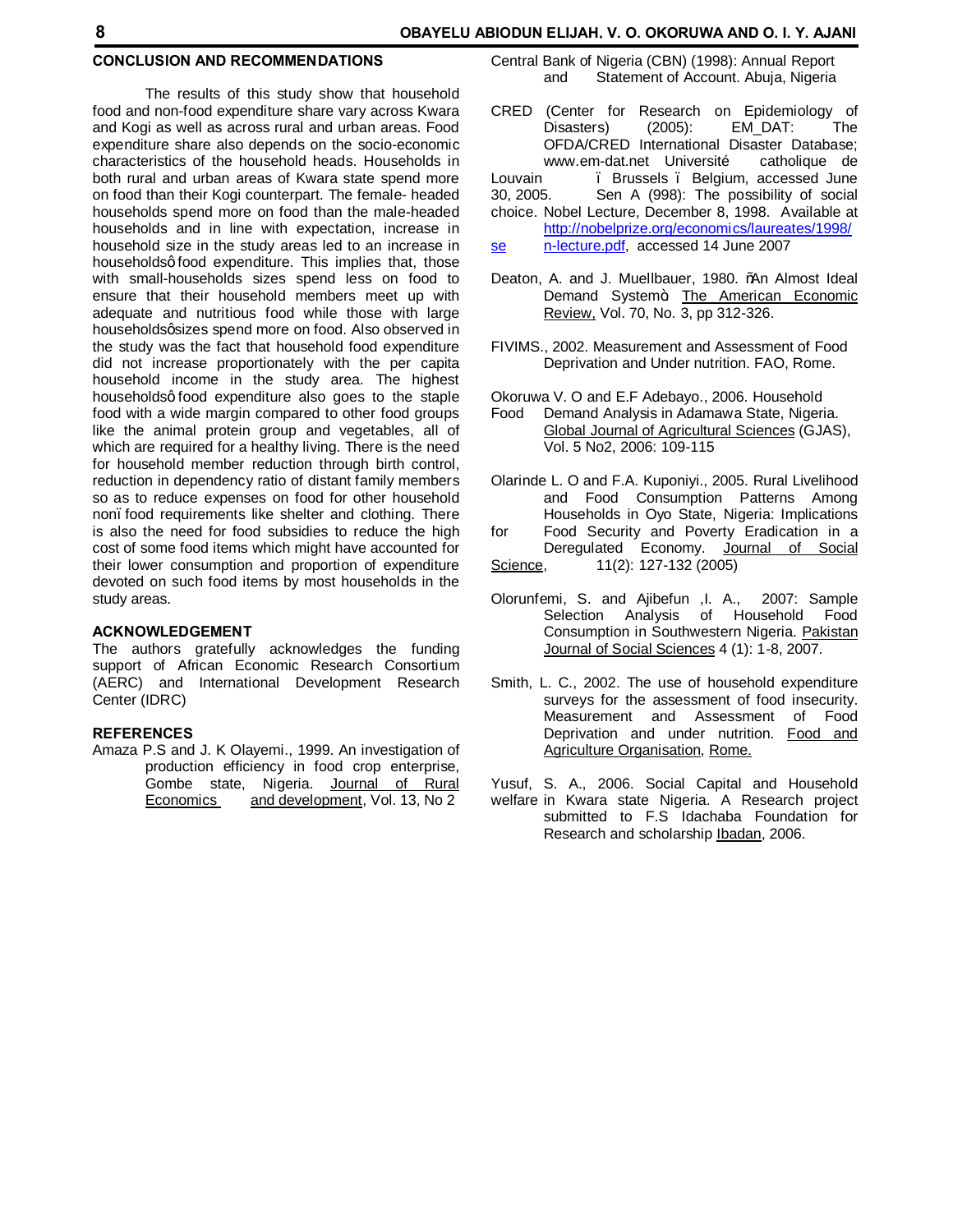## CONCLUSION AND RECOMMENDATIONS

The results of this study show that household food and non-food expenditure share vary across Kwara and Kogi as well as across rural and urban areas. Food expenditure share also depends on the socio-economic characteristics of the household heads. Households in both rural and urban areas of Kwara state spend more on food than their Kogi counterpart. The female- headed households spend more on food than the male-headed households and in line with expectation, increase in household size in the study areas led to an increase in householdsө food expenditure. This implies that, those with small-households sizes spend less on food to ensure that their household members meet up with adequate and nutritious food while those with large householdsөsizes spend more on food. Also observed in the study was the fact that household food expenditure did not increase proportionately with the per capita household income in the study area. The highest householdsө food expenditure also goes to the staple food with a wide margin compared to other food groups like the animal protein group and vegetables, all of which are required for a healthy living. There is the need for household member reduction through birth control, reduction in dependency ratio of distant family members so as to reduce expenses on food for other household nonї food requirements like shelter and clothing. There is also the need for food subsidies to reduce the high cost of some food items which might have accounted for their lower consumption and proportion of expenditure devoted on such food items by most households in the study areas.

## ACKNOWLEDGEMENT

The authors gratefully acknowledges the funding support of African Economic Research Consortium (AERC) and International Development Research Center (IDRC)

## REFERENCES

Amaza P.S and J. K Olayemi., 1999. An investigation of production efficiency in food crop enterprise, Gombe state, Nigeria. Journal of Rural Economics and development, Vol. 13, No 2

Central Bank of Nigeria (CBN) (1998): Annual Report and Statement of Account. Abuja, Nigeria

CRED (Center for Research on Epidemiology of Disasters) (2005): EM_DAT: The OFDA/CRED International Disaster Database; www.em-dat.net Université catholique de Louvain ї Brussels ї Belgium, accessed June 30, 2005. Sen A (998): The possibility of social choice. Nobel Lecture, December 8, 1998. Available at http://nobelprize.org/economics/laureates/1998/sen-lecture.pdf, accessed 14 June 2007

Deaton, A. and J. Muellbauer, 1980. ѓAn Almost Ideal Demand Systemӧ The American Economic Review, Vol. 70, No. 3, pp 312-326.

FIVIMS., 2002. Measurement and Assessment of Food Deprivation and Under nutrition. FAO, Rome.

Okoruwa V. O and E.F Adebayo., 2006. Household Food Demand Analysis in Adamawa State, Nigeria. Global Journal of Agricultural Sciences (GJAS), Vol. 5 No2, 2006: 109-115

Olarinde L. O and F.A. Kuponiyi., 2005. Rural Livelihood and Food Consumption Patterns Among Households in Oyo State, Nigeria: Implications for Food Security and Poverty Eradication in a Deregulated Economy. Journal of Social Science, 11(2): 127-132 (2005)

Olorunfemi, S. and Ajibefun ,I. A., 2007: Sample Selection Analysis of Household Food Consumption in Southwestern Nigeria. Pakistan Journal of Social Sciences 4 (1): 1-8, 2007.

Smith, L. C., 2002. The use of household expenditure surveys for the assessment of food insecurity. Measurement and Assessment of Food Deprivation and under nutrition. Food and Agriculture Organisation, Rome.

Yusuf, S. A., 2006. Social Capital and Household welfare in Kwara state Nigeria. A Research project submitted to F.S Idachaba Foundation for Research and scholarship Ibadan, 2006.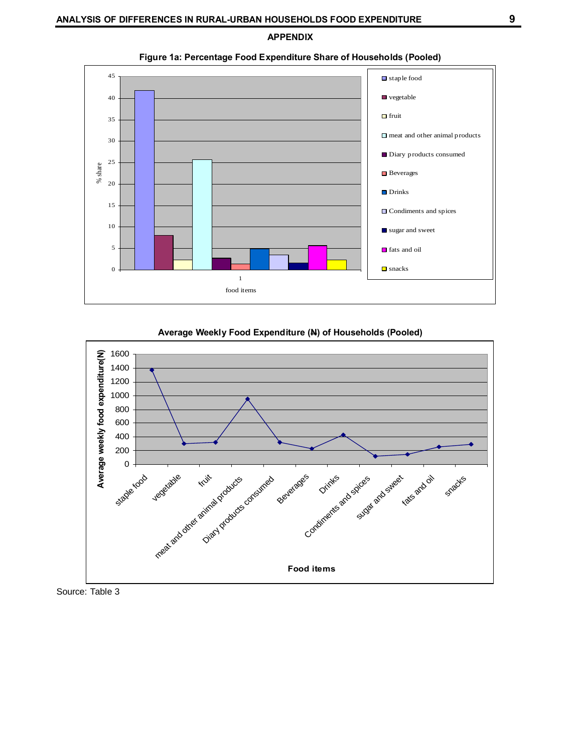## APPENDIX

**Figure 1a: Percentage Food Expenditure Share of Households (Pooled)**

**Average Weekly Food Expenditure (₦) of Households (Pooled)**

Source: Table 3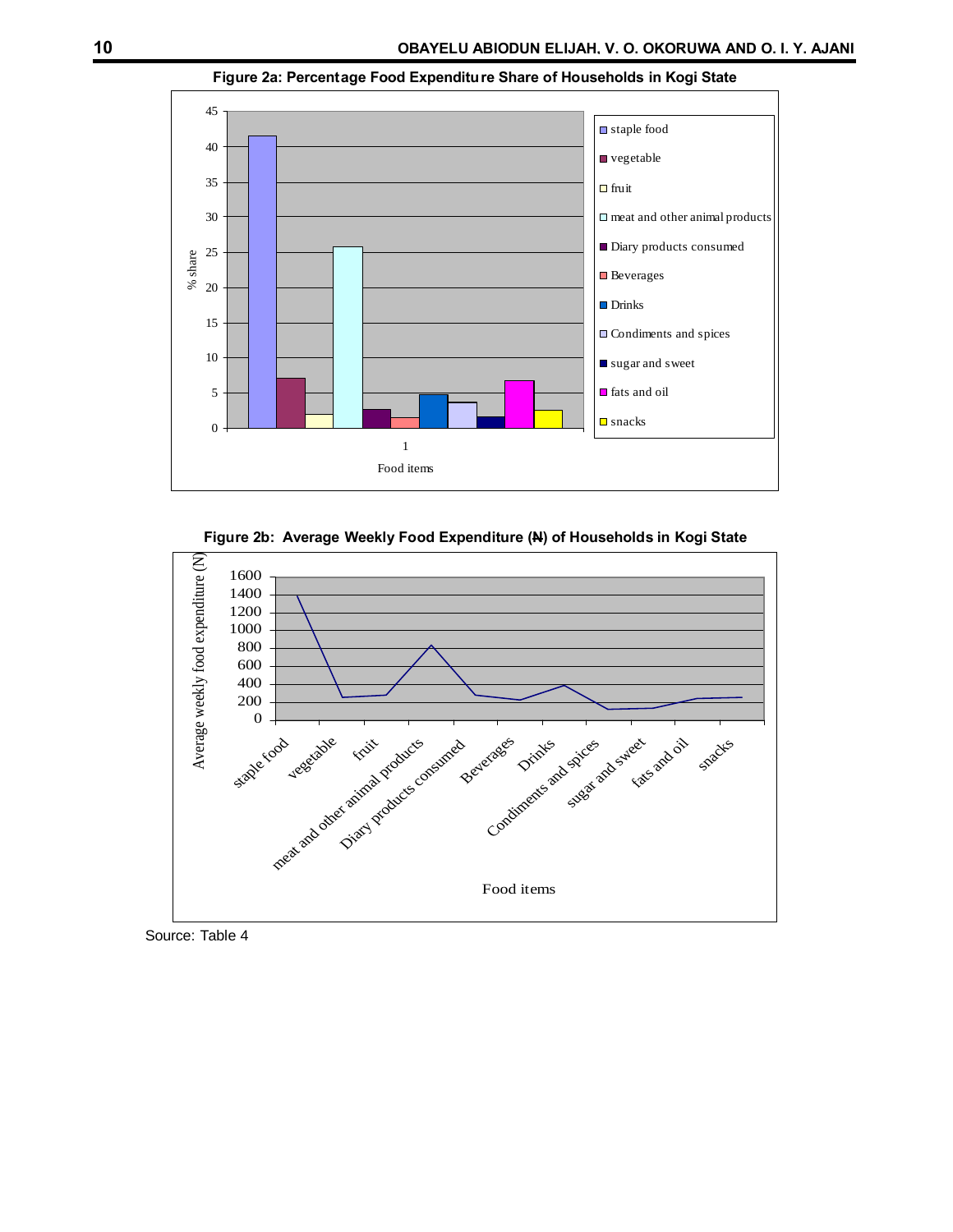**Figure 2a: Percentage Food Expenditure Share of Households in Kogi State**

**Figure 2b: Average Weekly Food Expenditure (₦) of Households in Kogi State**

Source: Table 4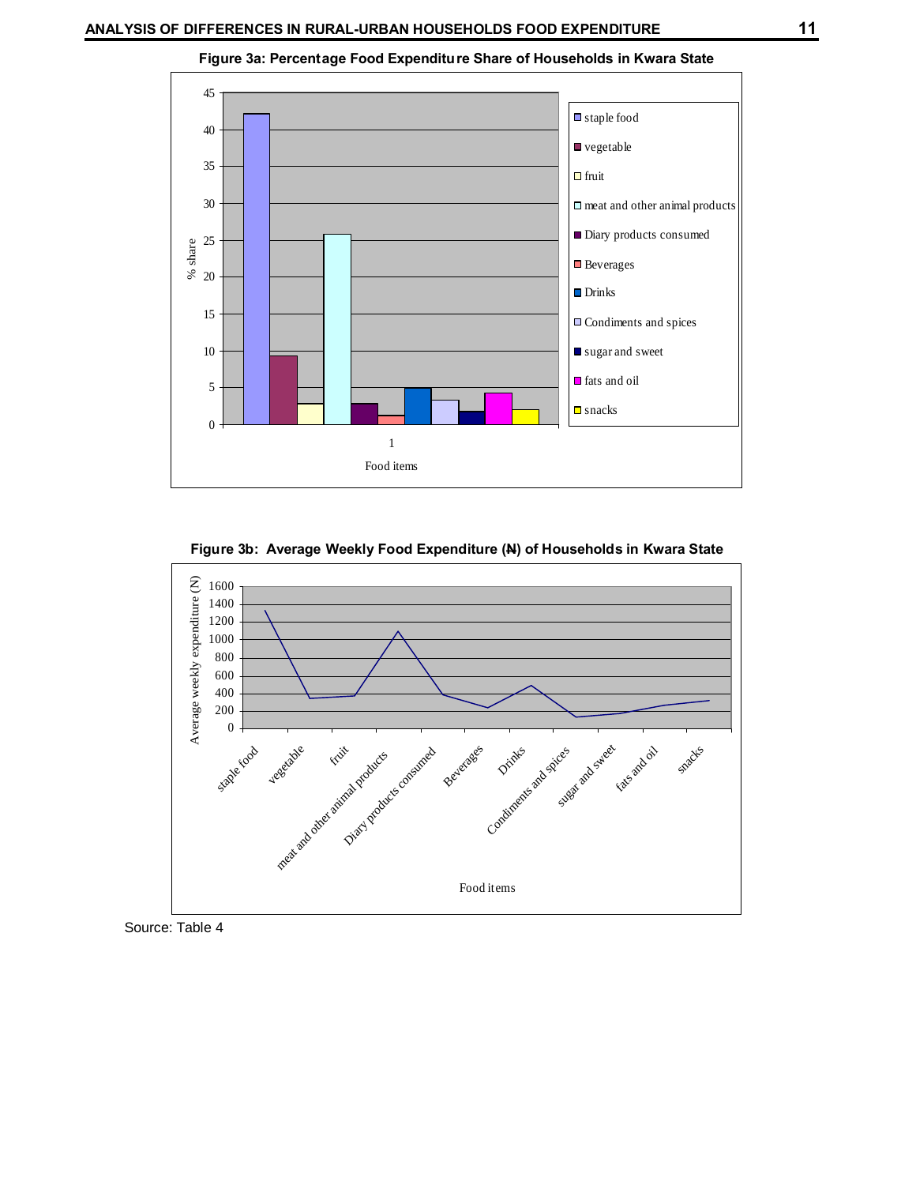**Figure 3a: Percentage Food Expenditure Share of Households in Kwara State**

**Figure 3b: Average Weekly Food Expenditure (₦) of Households in Kwara State**

Source: Table 4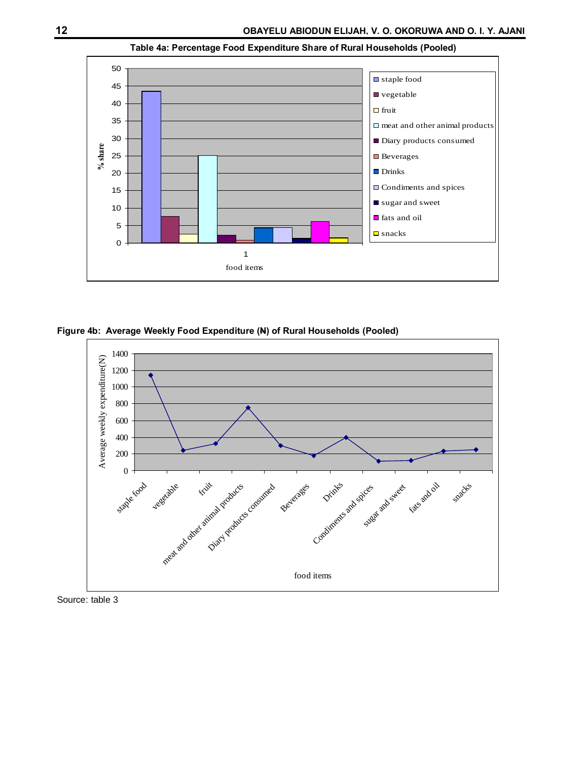**Table 4a: Percentage Food Expenditure Share of Rural Households (Pooled)**

**Figure 4b: Average Weekly Food Expenditure (₦) of Rural Households (Pooled)**

Source: table 3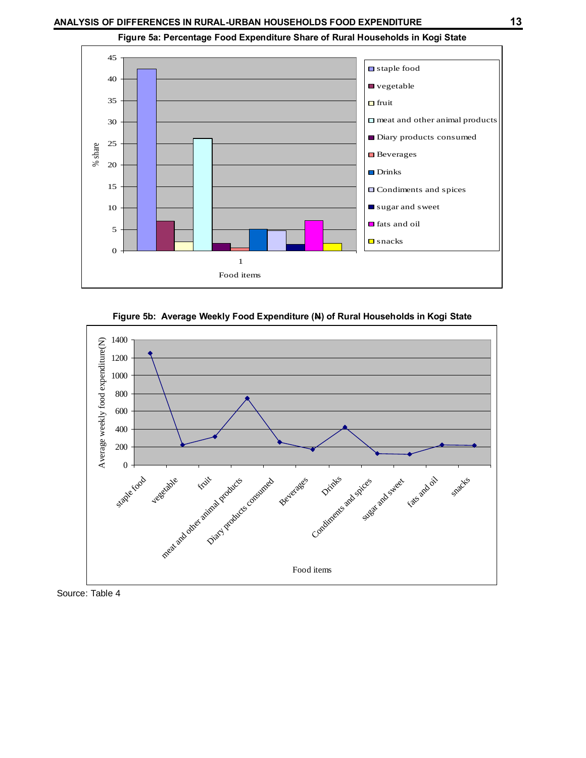**Figure 5a: Percentage Food Expenditure Share of Rural Households in Kogi State**

**Figure 5b: Average Weekly Food Expenditure (₦) of Rural Households in Kogi State**

Source: Table 4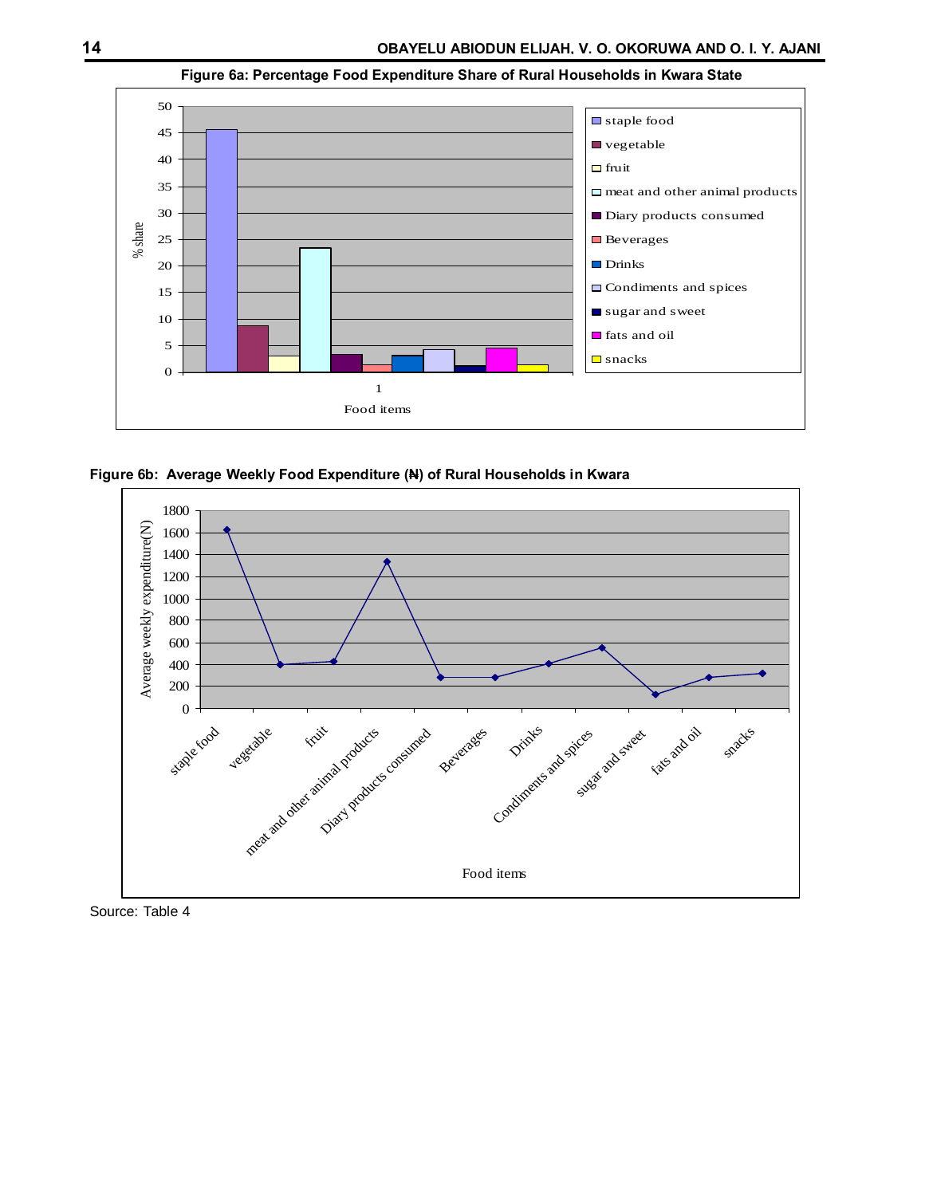**Figure 6a: Percentage Food Expenditure Share of Rural Households in Kwara State**

**Figure 6b: Average Weekly Food Expenditure (₦) of Rural Households in Kwara**

Source: Table 4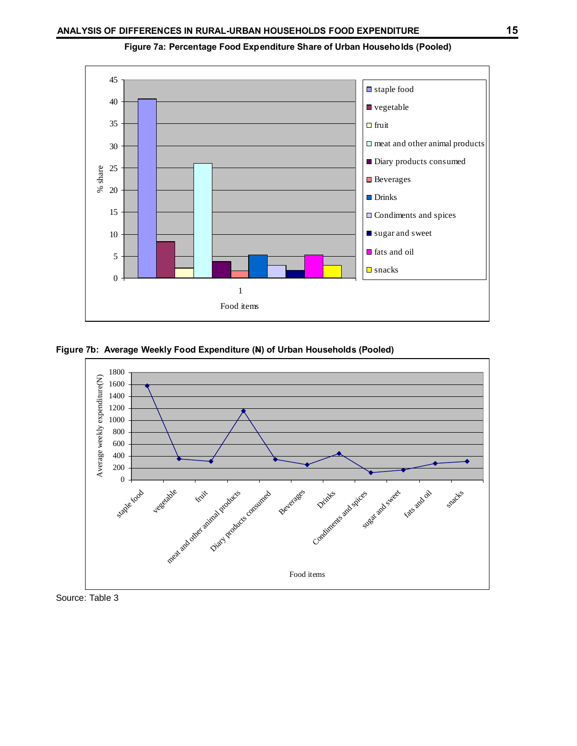**Figure 7a: Percentage Food Expenditure Share of Urban Households (Pooled)**

**Figure 7b: Average Weekly Food Expenditure (₦) of Urban Households (Pooled)**

Source: Table 3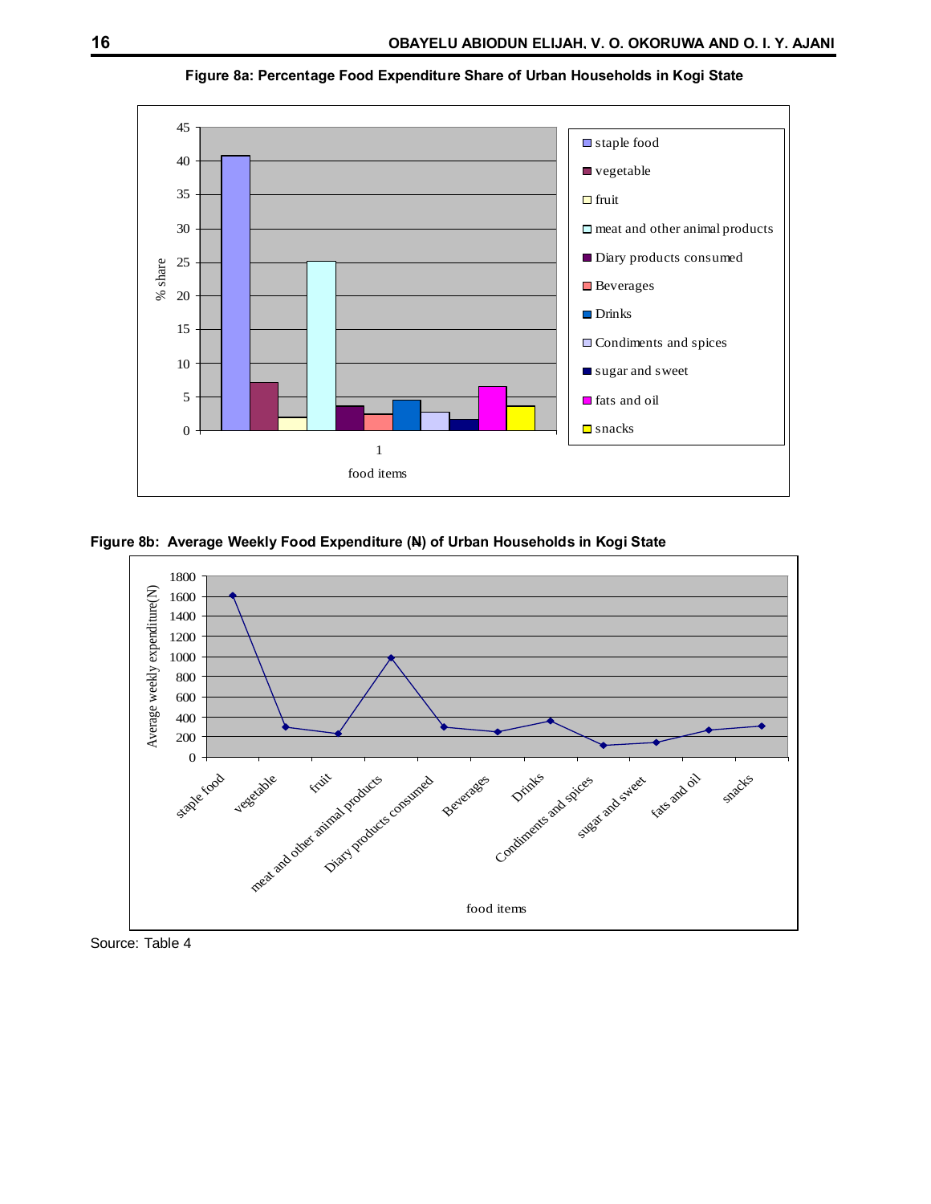**Figure 8a: Percentage Food Expenditure Share of Urban Households in Kogi State**

**Figure 8b: Average Weekly Food Expenditure (₦) of Urban Households in Kogi State**

Source: Table 4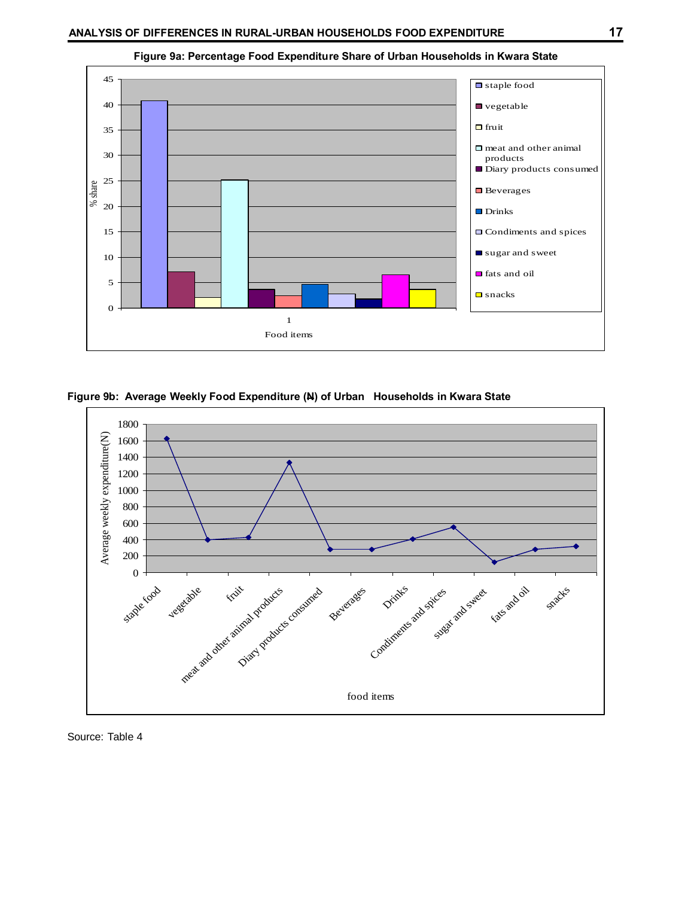**Figure 9a: Percentage Food Expenditure Share of Urban Households in Kwara State**

% share

45
40
35
30
25
20
15
10
5
0

1

Food items

staple food
vegetable
fruit
meat and other animal products
Diary products consumed
Beverages
Drinks
Condiments and spices
sugar and sweet
fats and oil
snacks

**Figure 9b: Average Weekly Food Expenditure (₦) of Urban Households in Kwara State**

Average weekly expenditure(N)

1800
1600
1400
1200
1000
800
600
400
200
0

staple food
vegetable
fruit
meat and other animal products
Diary products consumed
Beverages
Drinks
Condiments and spices
sugar and sweet
fats and oil
snacks

food items

Source: Table 4